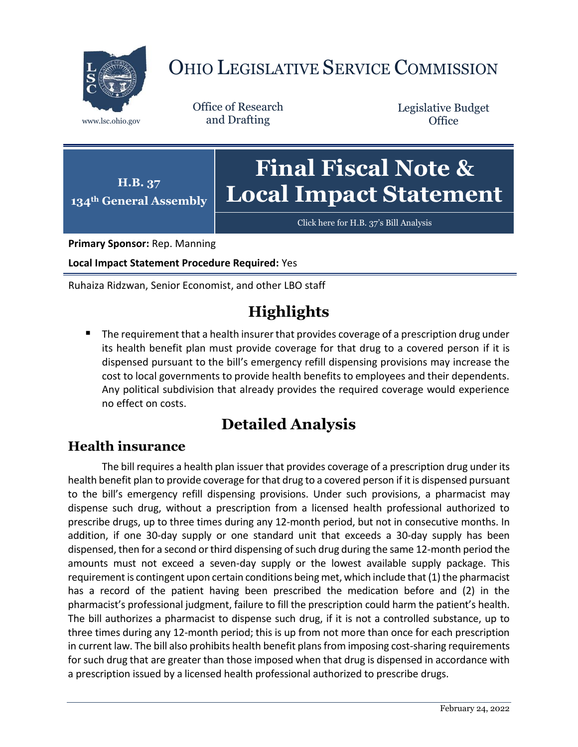# Ohio Legislative Service Commission

www.lsc.ohio.gov

Office of Research and Drafting

Legislative Budget Office

**H.B. 37**
**134th General Assembly**

# Final Fiscal Note & Local Impact Statement

Click here for H.B. 37's Bill Analysis

**Primary Sponsor:** Rep. Manning

**Local Impact Statement Procedure Required:** Yes

Ruhaiza Ridzwan, Senior Economist, and other LBO staff

## Highlights

- The requirement that a health insurer that provides coverage of a prescription drug under its health benefit plan must provide coverage for that drug to a covered person if it is dispensed pursuant to the bill's emergency refill dispensing provisions may increase the cost to local governments to provide health benefits to employees and their dependents. Any political subdivision that already provides the required coverage would experience no effect on costs.

## Detailed Analysis

### Health insurance

The bill requires a health plan issuer that provides coverage of a prescription drug under its health benefit plan to provide coverage for that drug to a covered person if it is dispensed pursuant to the bill's emergency refill dispensing provisions. Under such provisions, a pharmacist may dispense such drug, without a prescription from a licensed health professional authorized to prescribe drugs, up to three times during any 12-month period, but not in consecutive months. In addition, if one 30-day supply or one standard unit that exceeds a 30-day supply has been dispensed, then for a second or third dispensing of such drug during the same 12-month period the amounts must not exceed a seven-day supply or the lowest available supply package. This requirement is contingent upon certain conditions being met, which include that (1) the pharmacist has a record of the patient having been prescribed the medication before and (2) in the pharmacist's professional judgment, failure to fill the prescription could harm the patient's health. The bill authorizes a pharmacist to dispense such drug, if it is not a controlled substance, up to three times during any 12-month period; this is up from not more than once for each prescription in current law. The bill also prohibits health benefit plans from imposing cost-sharing requirements for such drug that are greater than those imposed when that drug is dispensed in accordance with a prescription issued by a licensed health professional authorized to prescribe drugs.

February 24, 2022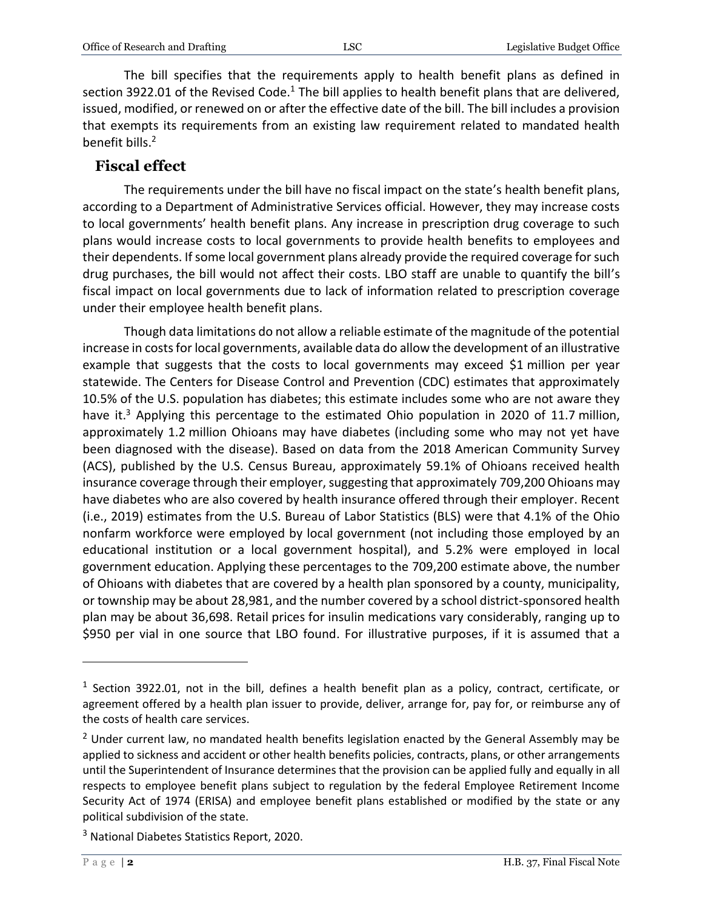The bill specifies that the requirements apply to health benefit plans as defined in section 3922.01 of the Revised Code.[1] The bill applies to health benefit plans that are delivered, issued, modified, or renewed on or after the effective date of the bill. The bill includes a provision that exempts its requirements from an existing law requirement related to mandated health benefit bills.[2]

## Fiscal effect

The requirements under the bill have no fiscal impact on the state's health benefit plans, according to a Department of Administrative Services official. However, they may increase costs to local governments' health benefit plans. Any increase in prescription drug coverage to such plans would increase costs to local governments to provide health benefits to employees and their dependents. If some local government plans already provide the required coverage for such drug purchases, the bill would not affect their costs. LBO staff are unable to quantify the bill's fiscal impact on local governments due to lack of information related to prescription coverage under their employee health benefit plans.

Though data limitations do not allow a reliable estimate of the magnitude of the potential increase in costs for local governments, available data do allow the development of an illustrative example that suggests that the costs to local governments may exceed $1 million per year statewide. The Centers for Disease Control and Prevention (CDC) estimates that approximately 10.5% of the U.S. population has diabetes; this estimate includes some who are not aware they have it.[3] Applying this percentage to the estimated Ohio population in 2020 of 11.7 million, approximately 1.2 million Ohioans may have diabetes (including some who may not yet have been diagnosed with the disease). Based on data from the 2018 American Community Survey (ACS), published by the U.S. Census Bureau, approximately 59.1% of Ohioans received health insurance coverage through their employer, suggesting that approximately 709,200 Ohioans may have diabetes who are also covered by health insurance offered through their employer. Recent (i.e., 2019) estimates from the U.S. Bureau of Labor Statistics (BLS) were that 4.1% of the Ohio nonfarm workforce were employed by local government (not including those employed by an educational institution or a local government hospital), and 5.2% were employed in local government education. Applying these percentages to the 709,200 estimate above, the number of Ohioans with diabetes that are covered by a health plan sponsored by a county, municipality, or township may be about 28,981, and the number covered by a school district-sponsored health plan may be about 36,698. Retail prices for insulin medications vary considerably, ranging up to $950 per vial in one source that LBO found. For illustrative purposes, if it is assumed that a

---

[1] Section 3922.01, not in the bill, defines a health benefit plan as a policy, contract, certificate, or agreement offered by a health plan issuer to provide, deliver, arrange for, pay for, or reimburse any of the costs of health care services.

[2] Under current law, no mandated health benefits legislation enacted by the General Assembly may be applied to sickness and accident or other health benefits policies, contracts, plans, or other arrangements until the Superintendent of Insurance determines that the provision can be applied fully and equally in all respects to employee benefit plans subject to regulation by the federal Employee Retirement Income Security Act of 1974 (ERISA) and employee benefit plans established or modified by the state or any political subdivision of the state.

[3] National Diabetes Statistics Report, 2020.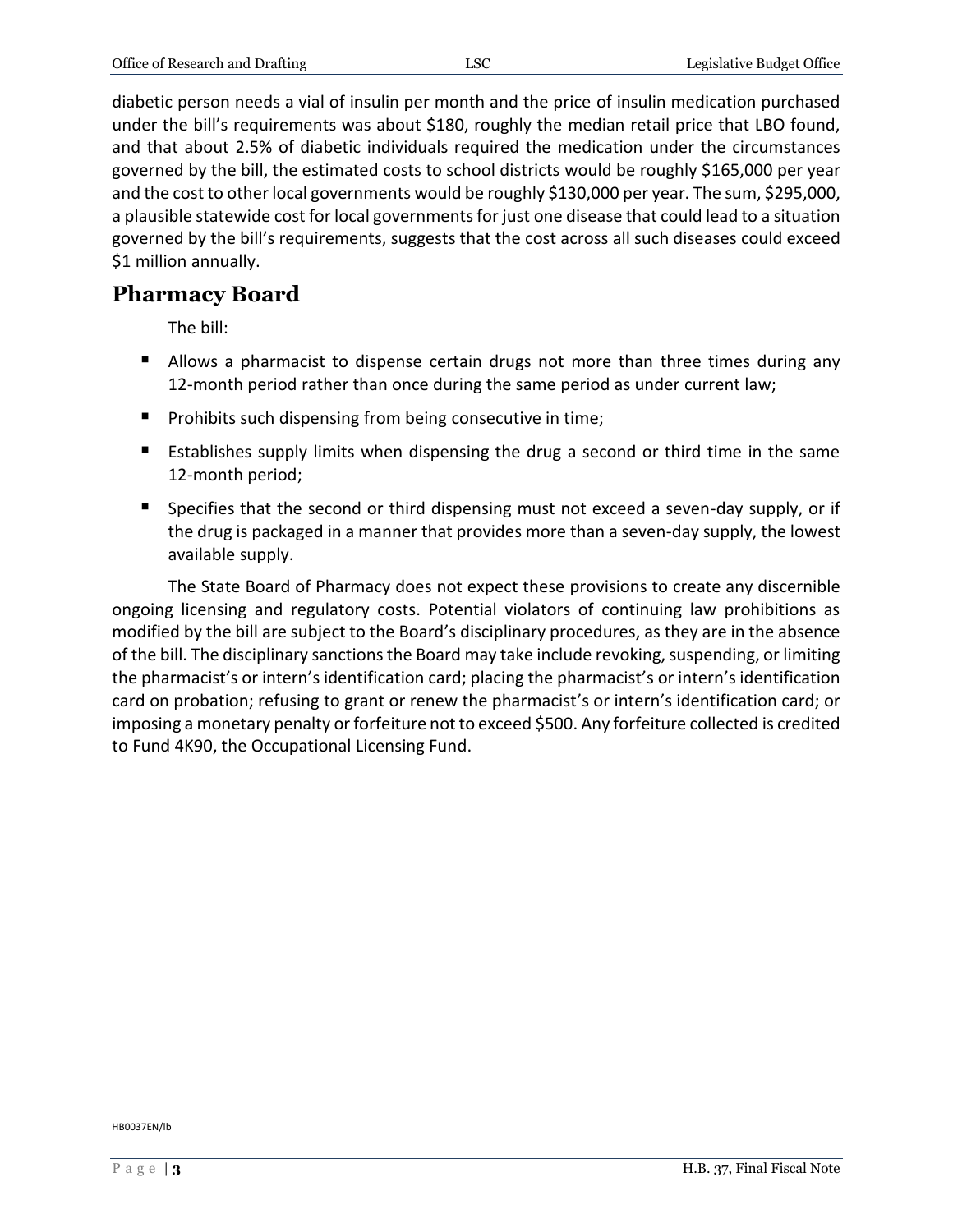diabetic person needs a vial of insulin per month and the price of insulin medication purchased under the bill's requirements was about $180, roughly the median retail price that LBO found, and that about 2.5% of diabetic individuals required the medication under the circumstances governed by the bill, the estimated costs to school districts would be roughly $165,000 per year and the cost to other local governments would be roughly $130,000 per year. The sum, $295,000, a plausible statewide cost for local governments for just one disease that could lead to a situation governed by the bill's requirements, suggests that the cost across all such diseases could exceed $1 million annually.

## Pharmacy Board

The bill:

- Allows a pharmacist to dispense certain drugs not more than three times during any 12-month period rather than once during the same period as under current law;
- Prohibits such dispensing from being consecutive in time;
- Establishes supply limits when dispensing the drug a second or third time in the same 12-month period;
- Specifies that the second or third dispensing must not exceed a seven-day supply, or if the drug is packaged in a manner that provides more than a seven-day supply, the lowest available supply.

The State Board of Pharmacy does not expect these provisions to create any discernible ongoing licensing and regulatory costs. Potential violators of continuing law prohibitions as modified by the bill are subject to the Board's disciplinary procedures, as they are in the absence of the bill. The disciplinary sanctions the Board may take include revoking, suspending, or limiting the pharmacist's or intern's identification card; placing the pharmacist's or intern's identification card on probation; refusing to grant or renew the pharmacist's or intern's identification card; or imposing a monetary penalty or forfeiture not to exceed $500. Any forfeiture collected is credited to Fund 4K90, the Occupational Licensing Fund.

HB0037EN/lb